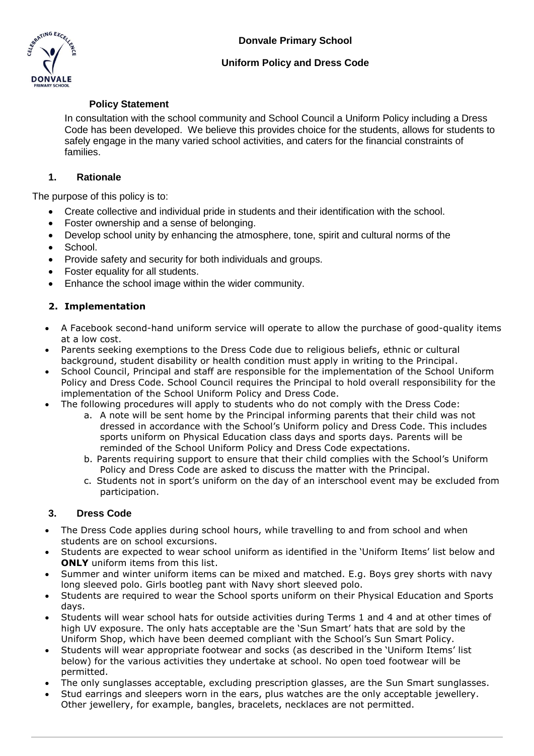**Donvale Primary School**

**Uniform Policy and Dress Code**

## Policy Statement

In consultation with the school community and School Council a Uniform Policy including a Dress Code has been developed. We believe this provides choice for the students, allows for students to safely engage in the many varied school activities, and caters for the financial constraints of families.

## 1. Rationale

The purpose of this policy is to:

- Create collective and individual pride in students and their identification with the school.
- Foster ownership and a sense of belonging.
- Develop school unity by enhancing the atmosphere, tone, spirit and cultural norms of the
- School.
- Provide safety and security for both individuals and groups.
- Foster equality for all students.
- Enhance the school image within the wider community.

## 2. Implementation

- A Facebook second-hand uniform service will operate to allow the purchase of good-quality items at a low cost.
- Parents seeking exemptions to the Dress Code due to religious beliefs, ethnic or cultural background, student disability or health condition must apply in writing to the Principal.
- School Council, Principal and staff are responsible for the implementation of the School Uniform Policy and Dress Code. School Council requires the Principal to hold overall responsibility for the implementation of the School Uniform Policy and Dress Code.
- The following procedures will apply to students who do not comply with the Dress Code:
  a. A note will be sent home by the Principal informing parents that their child was not dressed in accordance with the School's Uniform policy and Dress Code. This includes sports uniform on Physical Education class days and sports days. Parents will be reminded of the School Uniform Policy and Dress Code expectations.
  b. Parents requiring support to ensure that their child complies with the School's Uniform Policy and Dress Code are asked to discuss the matter with the Principal.
  c. Students not in sport's uniform on the day of an interschool event may be excluded from participation.

## 3. Dress Code

- The Dress Code applies during school hours, while travelling to and from school and when students are on school excursions.
- Students are expected to wear school uniform as identified in the 'Uniform Items' list below and **ONLY** uniform items from this list.
- Summer and winter uniform items can be mixed and matched. E.g. Boys grey shorts with navy long sleeved polo. Girls bootleg pant with Navy short sleeved polo.
- Students are required to wear the School sports uniform on their Physical Education and Sports days.
- Students will wear school hats for outside activities during Terms 1 and 4 and at other times of high UV exposure. The only hats acceptable are the 'Sun Smart' hats that are sold by the Uniform Shop, which have been deemed compliant with the School's Sun Smart Policy.
- Students will wear appropriate footwear and socks (as described in the 'Uniform Items' list below) for the various activities they undertake at school. No open toed footwear will be permitted.
- The only sunglasses acceptable, excluding prescription glasses, are the Sun Smart sunglasses.
- Stud earrings and sleepers worn in the ears, plus watches are the only acceptable jewellery. Other jewellery, for example, bangles, bracelets, necklaces are not permitted.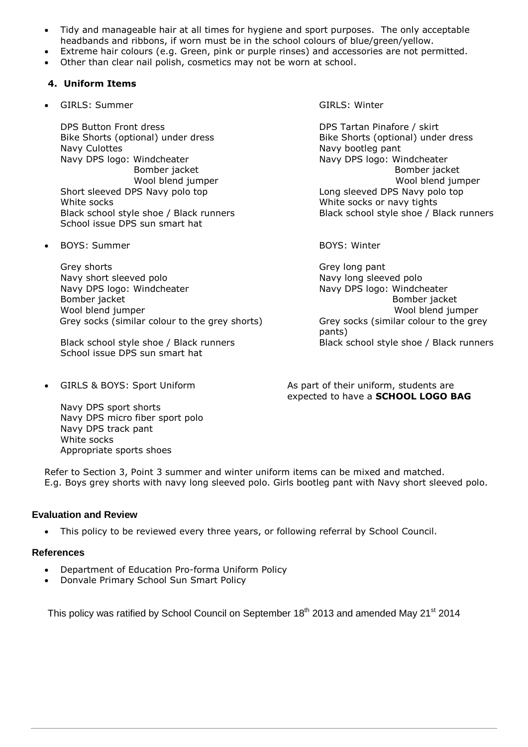- Tidy and manageable hair at all times for hygiene and sport purposes. The only acceptable headbands and ribbons, if worn must be in the school colours of blue/green/yellow.
- Extreme hair colours (e.g. Green, pink or purple rinses) and accessories are not permitted.
- Other than clear nail polish, cosmetics may not be worn at school.

### 4. Uniform Items

- GIRLS: Summer

  DPS Button Front dress
  Bike Shorts (optional) under dress
  Navy Culottes
  Navy DPS logo: Windcheater
  Bomber jacket
  Wool blend jumper
  Short sleeved DPS Navy polo top
  White socks
  Black school style shoe / Black runners
  School issue DPS sun smart hat

  GIRLS: Winter

  DPS Tartan Pinafore / skirt
  Bike Shorts (optional) under dress
  Navy bootleg pant
  Navy DPS logo: Windcheater
  Bomber jacket
  Wool blend jumper
  Long sleeved DPS Navy polo top
  White socks or navy tights
  Black school style shoe / Black runners

- BOYS: Summer

  Grey shorts
  Navy short sleeved polo
  Navy DPS logo: Windcheater
  Bomber jacket
  Wool blend jumper
  Grey socks (similar colour to the grey shorts)
  Black school style shoe / Black runners
  School issue DPS sun smart hat

  BOYS: Winter

  Grey long pant
  Navy long sleeved polo
  Navy DPS logo: Windcheater
  Bomber jacket
  Wool blend jumper
  Grey socks (similar colour to the grey pants)
  Black school style shoe / Black runners

- GIRLS & BOYS: Sport Uniform

  Navy DPS sport shorts
  Navy DPS micro fiber sport polo
  Navy DPS track pant
  White socks
  Appropriate sports shoes

  As part of their uniform, students are expected to have a **SCHOOL LOGO BAG**

Refer to Section 3, Point 3 summer and winter uniform items can be mixed and matched.
E.g. Boys grey shorts with navy long sleeved polo. Girls bootleg pant with Navy short sleeved polo.

### Evaluation and Review

- This policy to be reviewed every three years, or following referral by School Council.

### References

- Department of Education Pro-forma Uniform Policy
- Donvale Primary School Sun Smart Policy

This policy was ratified by School Council on September 18th 2013 and amended May 21st 2014